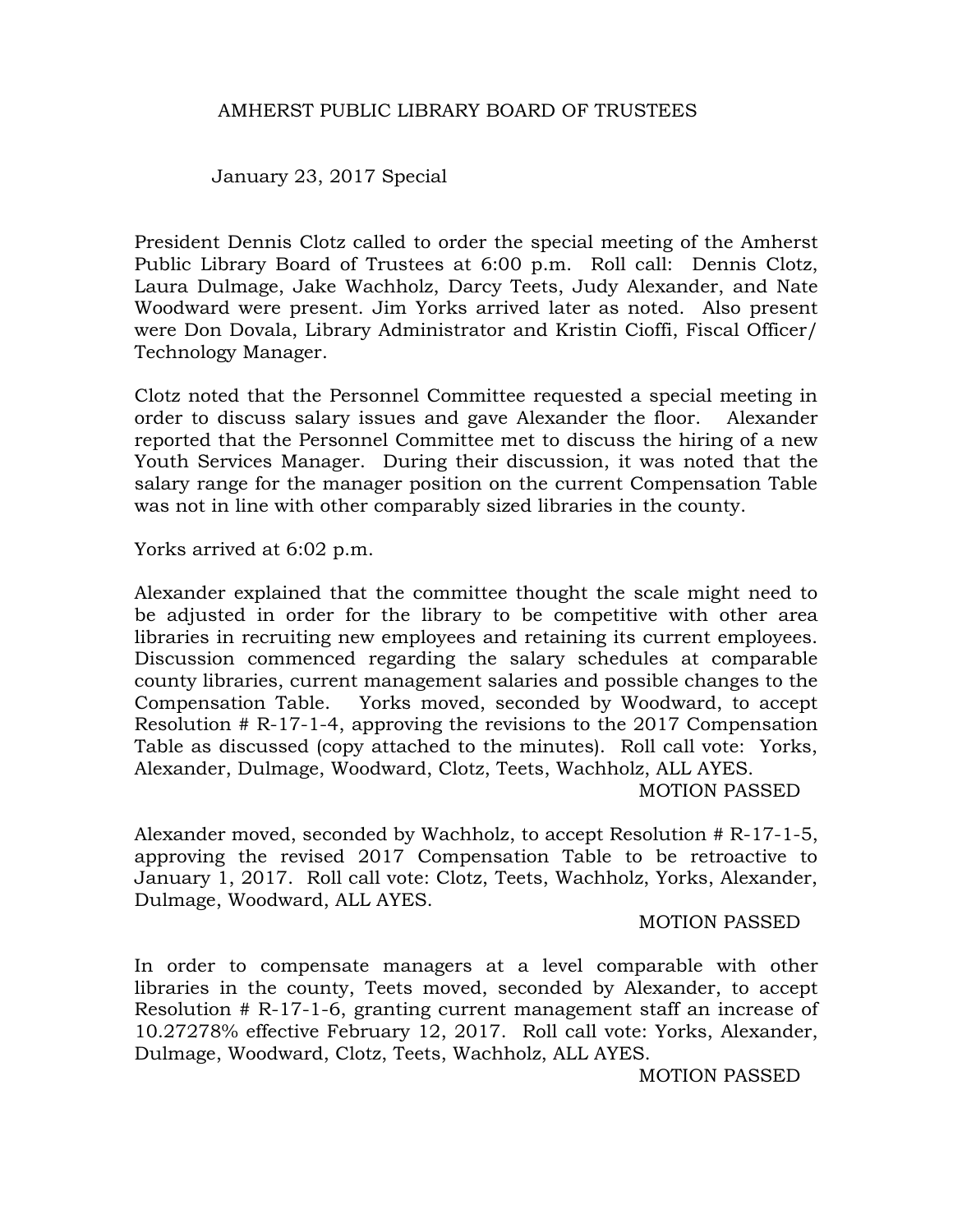# AMHERST PUBLIC LIBRARY BOARD OF TRUSTEES

January 23, 2017 Special

President Dennis Clotz called to order the special meeting of the Amherst Public Library Board of Trustees at 6:00 p.m. Roll call: Dennis Clotz, Laura Dulmage, Jake Wachholz, Darcy Teets, Judy Alexander, and Nate Woodward were present. Jim Yorks arrived later as noted. Also present were Don Dovala, Library Administrator and Kristin Cioffi, Fiscal Officer/ Technology Manager.

Clotz noted that the Personnel Committee requested a special meeting in order to discuss salary issues and gave Alexander the floor. Alexander reported that the Personnel Committee met to discuss the hiring of a new Youth Services Manager. During their discussion, it was noted that the salary range for the manager position on the current Compensation Table was not in line with other comparably sized libraries in the county.

Yorks arrived at 6:02 p.m.

Alexander explained that the committee thought the scale might need to be adjusted in order for the library to be competitive with other area libraries in recruiting new employees and retaining its current employees. Discussion commenced regarding the salary schedules at comparable county libraries, current management salaries and possible changes to the Compensation Table. Yorks moved, seconded by Woodward, to accept Resolution # R-17-1-4, approving the revisions to the 2017 Compensation Table as discussed (copy attached to the minutes). Roll call vote: Yorks, Alexander, Dulmage, Woodward, Clotz, Teets, Wachholz, ALL AYES.

MOTION PASSED

Alexander moved, seconded by Wachholz, to accept Resolution # R-17-1-5, approving the revised 2017 Compensation Table to be retroactive to January 1, 2017. Roll call vote: Clotz, Teets, Wachholz, Yorks, Alexander, Dulmage, Woodward, ALL AYES.

MOTION PASSED

In order to compensate managers at a level comparable with other libraries in the county, Teets moved, seconded by Alexander, to accept Resolution # R-17-1-6, granting current management staff an increase of 10.27278% effective February 12, 2017. Roll call vote: Yorks, Alexander, Dulmage, Woodward, Clotz, Teets, Wachholz, ALL AYES.

MOTION PASSED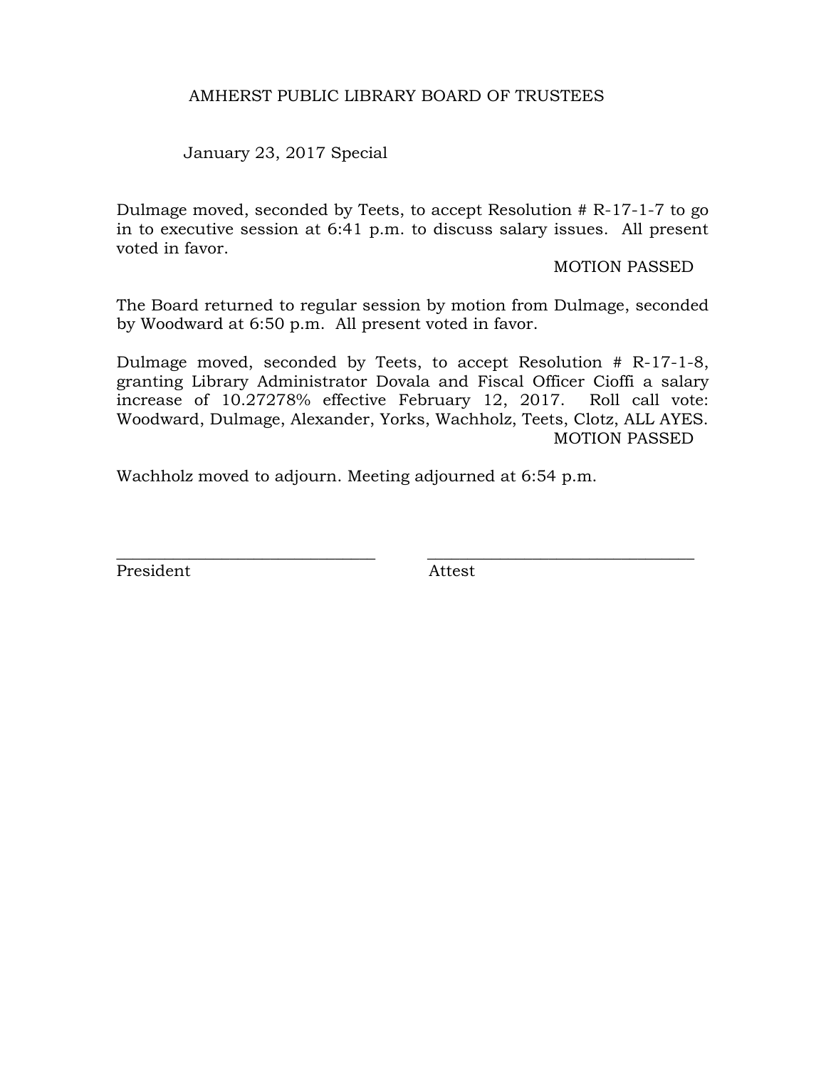AMHERST PUBLIC LIBRARY BOARD OF TRUSTEES

January 23, 2017 Special

Dulmage moved, seconded by Teets, to accept Resolution # R-17-1-7 to go in to executive session at 6:41 p.m. to discuss salary issues. All present voted in favor.

MOTION PASSED

The Board returned to regular session by motion from Dulmage, seconded by Woodward at 6:50 p.m. All present voted in favor.

Dulmage moved, seconded by Teets, to accept Resolution # R-17-1-8, granting Library Administrator Dovala and Fiscal Officer Cioffi a salary increase of 10.27278% effective February 12, 2017. Roll call vote: Woodward, Dulmage, Alexander, Yorks, Wachholz, Teets, Clotz, ALL AYES.

MOTION PASSED

Wachholz moved to adjourn. Meeting adjourned at 6:54 p.m.

_______________________________ _______________________________

President Attest